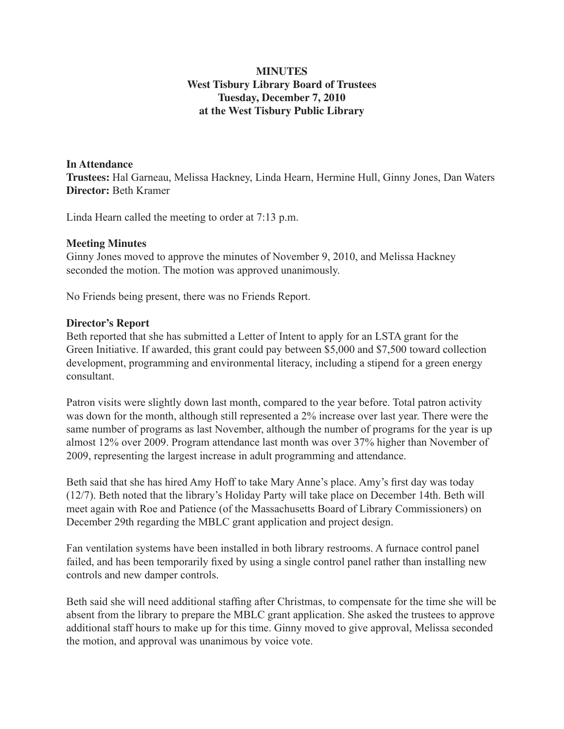**MINUTES**
**West Tisbury Library Board of Trustees**
**Tuesday, December 7, 2010**
**at the West Tisbury Public Library**

**In Attendance**
**Trustees:** Hal Garneau, Melissa Hackney, Linda Hearn, Hermine Hull, Ginny Jones, Dan Waters
**Director:** Beth Kramer

Linda Hearn called the meeting to order at 7:13 p.m.

**Meeting Minutes**
Ginny Jones moved to approve the minutes of November 9, 2010, and Melissa Hackney seconded the motion. The motion was approved unanimously.

No Friends being present, there was no Friends Report.

**Director's Report**
Beth reported that she has submitted a Letter of Intent to apply for an LSTA grant for the Green Initiative. If awarded, this grant could pay between $5,000 and $7,500 toward collection development, programming and environmental literacy, including a stipend for a green energy consultant.

Patron visits were slightly down last month, compared to the year before. Total patron activity was down for the month, although still represented a 2% increase over last year. There were the same number of programs as last November, although the number of programs for the year is up almost 12% over 2009. Program attendance last month was over 37% higher than November of 2009, representing the largest increase in adult programming and attendance.

Beth said that she has hired Amy Hoff to take Mary Anne's place. Amy's first day was today (12/7). Beth noted that the library's Holiday Party will take place on December 14th. Beth will meet again with Roe and Patience (of the Massachusetts Board of Library Commissioners) on December 29th regarding the MBLC grant application and project design.

Fan ventilation systems have been installed in both library restrooms. A furnace control panel failed, and has been temporarily fixed by using a single control panel rather than installing new controls and new damper controls.

Beth said she will need additional staffing after Christmas, to compensate for the time she will be absent from the library to prepare the MBLC grant application. She asked the trustees to approve additional staff hours to make up for this time. Ginny moved to give approval, Melissa seconded the motion, and approval was unanimous by voice vote.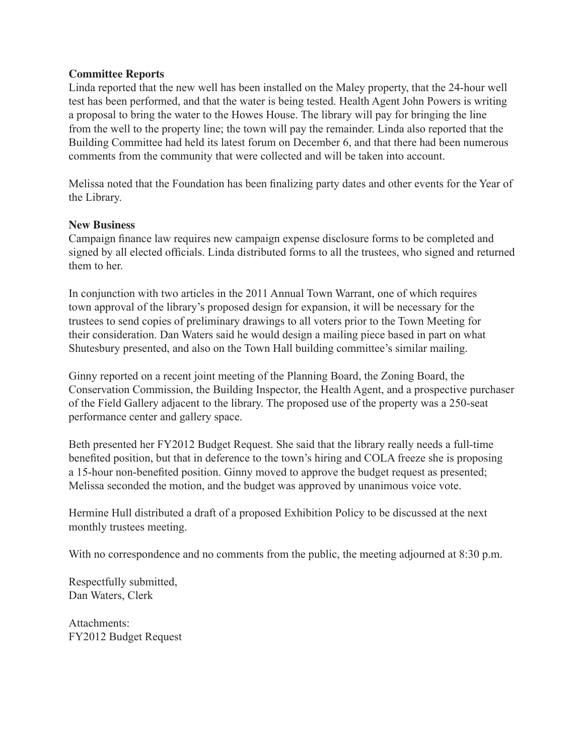**Committee Reports**

Linda reported that the new well has been installed on the Maley property, that the 24-hour well test has been performed, and that the water is being tested. Health Agent John Powers is writing a proposal to bring the water to the Howes House. The library will pay for bringing the line from the well to the property line; the town will pay the remainder. Linda also reported that the Building Committee had held its latest forum on December 6, and that there had been numerous comments from the community that were collected and will be taken into account.

Melissa noted that the Foundation has been finalizing party dates and other events for the Year of the Library.

**New Business**

Campaign finance law requires new campaign expense disclosure forms to be completed and signed by all elected officials. Linda distributed forms to all the trustees, who signed and returned them to her.

In conjunction with two articles in the 2011 Annual Town Warrant, one of which requires town approval of the library's proposed design for expansion, it will be necessary for the trustees to send copies of preliminary drawings to all voters prior to the Town Meeting for their consideration. Dan Waters said he would design a mailing piece based in part on what Shutesbury presented, and also on the Town Hall building committee's similar mailing.

Ginny reported on a recent joint meeting of the Planning Board, the Zoning Board, the Conservation Commission, the Building Inspector, the Health Agent, and a prospective purchaser of the Field Gallery adjacent to the library. The proposed use of the property was a 250-seat performance center and gallery space.

Beth presented her FY2012 Budget Request. She said that the library really needs a full-time benefited position, but that in deference to the town's hiring and COLA freeze she is proposing a 15-hour non-benefited position. Ginny moved to approve the budget request as presented; Melissa seconded the motion, and the budget was approved by unanimous voice vote.

Hermine Hull distributed a draft of a proposed Exhibition Policy to be discussed at the next monthly trustees meeting.

With no correspondence and no comments from the public, the meeting adjourned at 8:30 p.m.

Respectfully submitted,
Dan Waters, Clerk

Attachments:
FY2012 Budget Request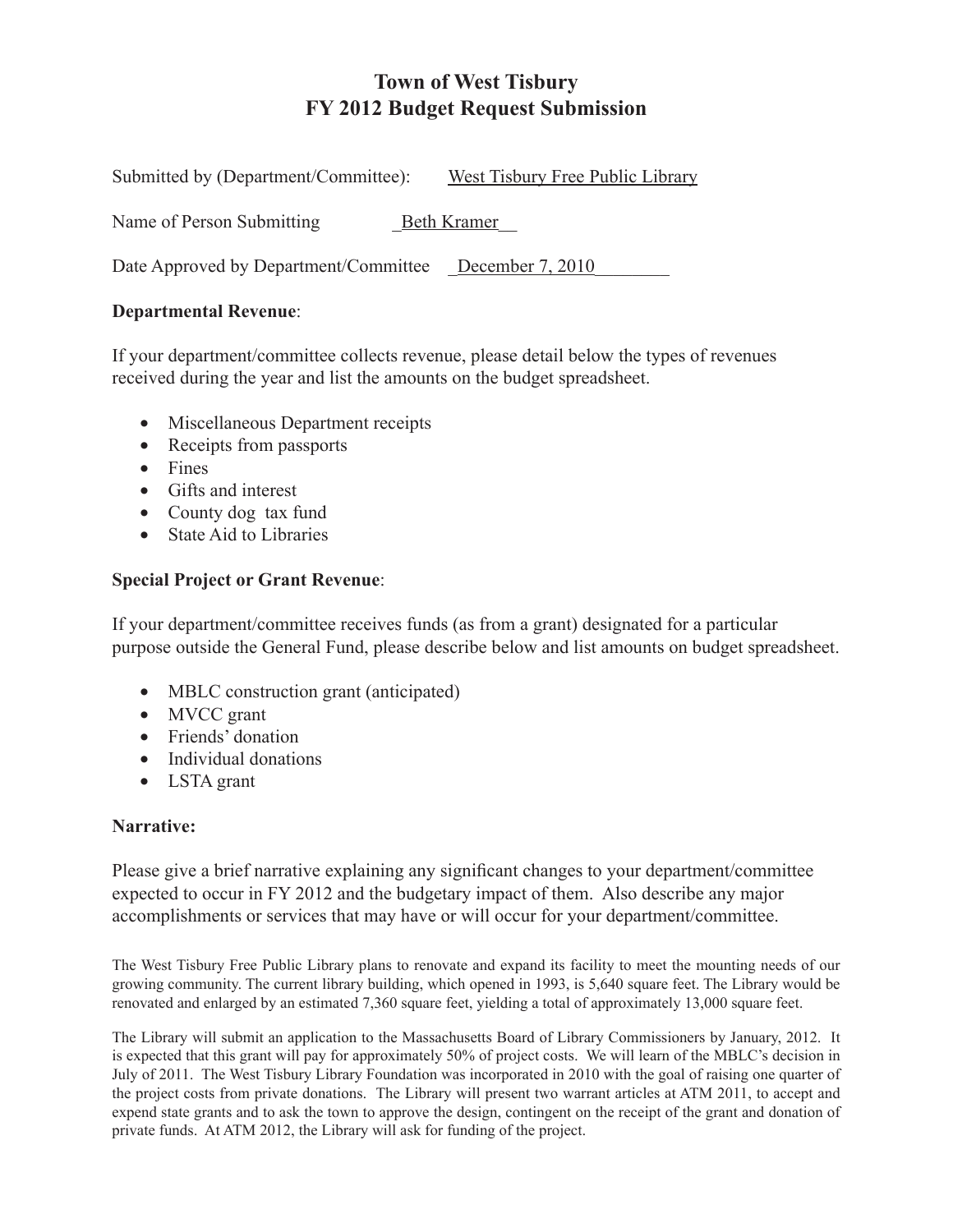# Town of West Tisbury
# FY 2012 Budget Request Submission

Submitted by (Department/Committee): West Tisbury Free Public Library

Name of Person Submitting _Beth Kramer__

Date Approved by Department/Committee _December 7, 2010________

**Departmental Revenue**:

If your department/committee collects revenue, please detail below the types of revenues received during the year and list the amounts on the budget spreadsheet.

- Miscellaneous Department receipts
- Receipts from passports
- Fines
- Gifts and interest
- County dog tax fund
- State Aid to Libraries

**Special Project or Grant Revenue**:

If your department/committee receives funds (as from a grant) designated for a particular purpose outside the General Fund, please describe below and list amounts on budget spreadsheet.

- MBLC construction grant (anticipated)
- MVCC grant
- Friends' donation
- Individual donations
- LSTA grant

**Narrative:**

Please give a brief narrative explaining any significant changes to your department/committee expected to occur in FY 2012 and the budgetary impact of them. Also describe any major accomplishments or services that may have or will occur for your department/committee.

The West Tisbury Free Public Library plans to renovate and expand its facility to meet the mounting needs of our growing community. The current library building, which opened in 1993, is 5,640 square feet. The Library would be renovated and enlarged by an estimated 7,360 square feet, yielding a total of approximately 13,000 square feet.

The Library will submit an application to the Massachusetts Board of Library Commissioners by January, 2012. It is expected that this grant will pay for approximately 50% of project costs. We will learn of the MBLC's decision in July of 2011. The West Tisbury Library Foundation was incorporated in 2010 with the goal of raising one quarter of the project costs from private donations. The Library will present two warrant articles at ATM 2011, to accept and expend state grants and to ask the town to approve the design, contingent on the receipt of the grant and donation of private funds. At ATM 2012, the Library will ask for funding of the project.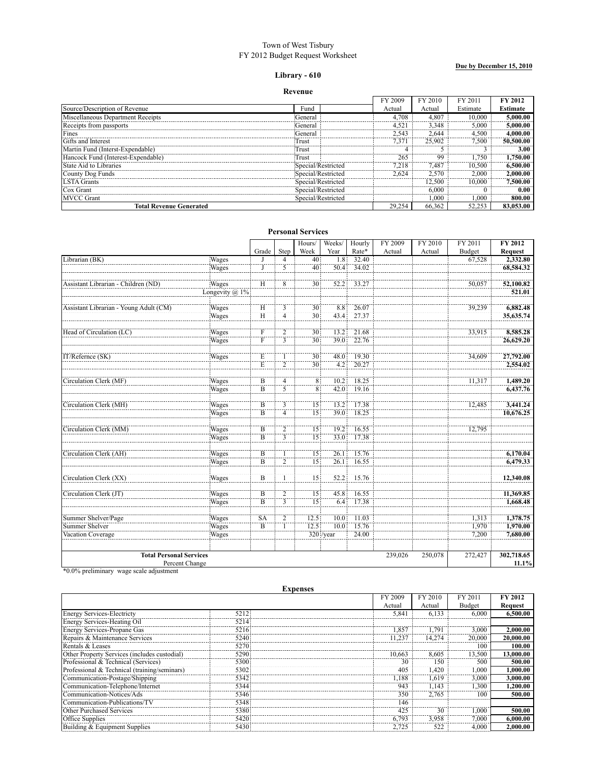Town of West Tisbury
FY 2012 Budget Request Worksheet

**Due by December 15, 2010**

## Library - 610

### Revenue

| Source/Description of Revenue | Fund | FY 2009 Actual | FY 2010 Actual | FY 2011 Estimate | FY 2012 Estimate |
|---|---|---|---|---|---|
| Miscellaneous Department Receipts | General | 4,708 | 4,807 | 10,000 | **5,000.00** |
| Receipts from passports | General | 4,521 | 3,348 | 5,000 | **5,000.00** |
| Fines | General | 2,543 | 2,644 | 4,500 | **4,000.00** |
| Gifts and Interest | Trust | 7,371 | 25,902 | 7,500 | **50,500.00** |
| Martin Fund (Interst-Expendable) | Trust | 4 | 5 | 3 | **3.00** |
| Hancock Fund (Interest-Expendable) | Trust | 265 | 99 | 1,750 | **1,750.00** |
| State Aid to Libraries | Special/Restricted | 7,218 | 7,487 | 10,500 | **6,500.00** |
| County Dog Funds | Special/Restricted | 2,624 | 2,570 | 2,000 | **2,000.00** |
| LSTA Grants | Special/Restricted | | 12,500 | 10,000 | **7,500.00** |
| Cox Grant | Special/Restricted | | 6,000 | 0 | **0.00** |
| MVCC Grant | Special/Restricted | | 1,000 | 1,000 | **800.00** |
| **Total Revenue Generated** | | 29,254 | 66,362 | 52,253 | **83,053.00** |

### Personal Services

| | | Grade | Step | Hours/ Week | Weeks/ Year | Hourly Rate* | FY 2009 Actual | FY 2010 Actual | FY 2011 Budget | FY 2012 Request |
|---|---|---|---|---|---|---|---|---|---|---|
| Librarian (BK) | Wages | J | 4 | 40 | 1.8 | 32.40 | | | 67,528 | **2,332.80** |
| | Wages | J | 5 | 40 | 50.4 | 34.02 | | | | **68,584.32** |
| Assistant Librarian - Children (ND) | Wages | H | 8 | 30 | 52.2 | 33.27 | | | 50,057 | **52,100.82** |
| | Longevity @ 1% | | | | | | | | | **521.01** |
| Assistant Librarian - Young Adult (CM) | Wages | H | 3 | 30 | 8.8 | 26.07 | | | 39,239 | **6,882.48** |
| | Wages | H | 4 | 30 | 43.4 | 27.37 | | | | **35,635.74** |
| Head of Circulation (LC) | Wages | F | 2 | 30 | 13.2 | 21.68 | | | 33,915 | **8,585.28** |
| | Wages | F | 3 | 30 | 39.0 | 22.76 | | | | **26,629.20** |
| IT/Refernce (SK) | Wages | E | 1 | 30 | 48.0 | 19.30 | | | 34,609 | **27,792.00** |
| | | E | 2 | 30 | 4.2 | 20.27 | | | | **2,554.02** |
| Circulation Clerk (MF) | Wages | B | 4 | 8 | 10.2 | 18.25 | | | 11,317 | **1,489.20** |
| | Wages | B | 5 | 8 | 42.0 | 19.16 | | | | **6,437.76** |
| Circulation Clerk (MH) | Wages | B | 3 | 15 | 13.2 | 17.38 | | | 12,485 | **3,441.24** |
| | Wages | B | 4 | 15 | 39.0 | 18.25 | | | | **10,676.25** |
| Circulation Clerk (MM) | Wages | B | 2 | 15 | 19.2 | 16.55 | | | 12,795 | |
| | Wages | B | 3 | 15 | 33.0 | 17.38 | | | | |
| Circulation Clerk (AH) | Wages | B | 1 | 15 | 26.1 | 15.76 | | | | **6,170.04** |
| | Wages | B | 2 | 15 | 26.1 | 16.55 | | | | **6,479.33** |
| Circulation Clerk (XX) | Wages | B | 1 | 15 | 52.2 | 15.76 | | | | **12,340.08** |
| Circulation Clerk (JT) | Wages | B | 2 | 15 | 45.8 | 16.55 | | | | **11,369.85** |
| | Wages | B | 3 | 15 | 6.4 | 17.38 | | | | **1,668.48** |
| Summer Shelver/Page | Wages | SA | 2 | 12.5 | 10.0 | 11.03 | | | 1,313 | **1,378.75** |
| Summer Shelver | Wages | B | 1 | 12.5 | 10.0 | 15.76 | | | 1,970 | **1,970.00** |
| Vacation Coverage | Wages | | | 320 | /year | 24.00 | | | 7,200 | **7,680.00** |
| **Total Personal Services** | | | | | | | 239,026 | 250,078 | 272,427 | **302,718.65** |
| Percent Change | | | | | | | | | | **11.1%** |

*0.0% preliminary wage scale adjustment

### Expenses

| | | FY 2009 Actual | FY 2010 Actual | FY 2011 Budget | FY 2012 Request |
|---|---|---|---|---|---|
| Energy Services-Electricty | 5212 | 5,841 | 6,133 | 6,000 | **6,500.00** |
| Energy Services-Heating Oil | 5214 | | | | |
| Energy Services-Propane Gas | 5216 | 1,857 | 1,791 | 3,000 | **2,000.00** |
| Repairs & Maintenance Services | 5240 | 11,237 | 14,274 | 20,000 | **20,000.00** |
| Rentals & Leases | 5270 | | | 100 | **100.00** |
| Other Property Services (includes custodial) | 5290 | 10,663 | 8,605 | 13,500 | **13,000.00** |
| Professional & Technical (Services) | 5300 | 30 | 150 | 500 | **500.00** |
| Professional & Technical (training/seminars) | 5302 | 405 | 1,420 | 1,000 | **1,000.00** |
| Communication-Postage/Shipping | 5342 | 1,188 | 1,619 | 3,000 | **3,000.00** |
| Communication-Telephone/Internet | 5344 | 943 | 1,143 | 1,300 | **1,200.00** |
| Communication-Notices/Ads | 5346 | 350 | 2,765 | 100 | **500.00** |
| Communication-Publications/TV | 5348 | 146 | | | |
| Other Purchased Services | 5380 | 425 | 30 | 1,000 | **500.00** |
| Office Supplies | 5420 | 6,793 | 3,958 | 7,000 | **6,000.00** |
| Building & Equipment Supplies | 5430 | 2,725 | 522 | 4,000 | **2,000.00** |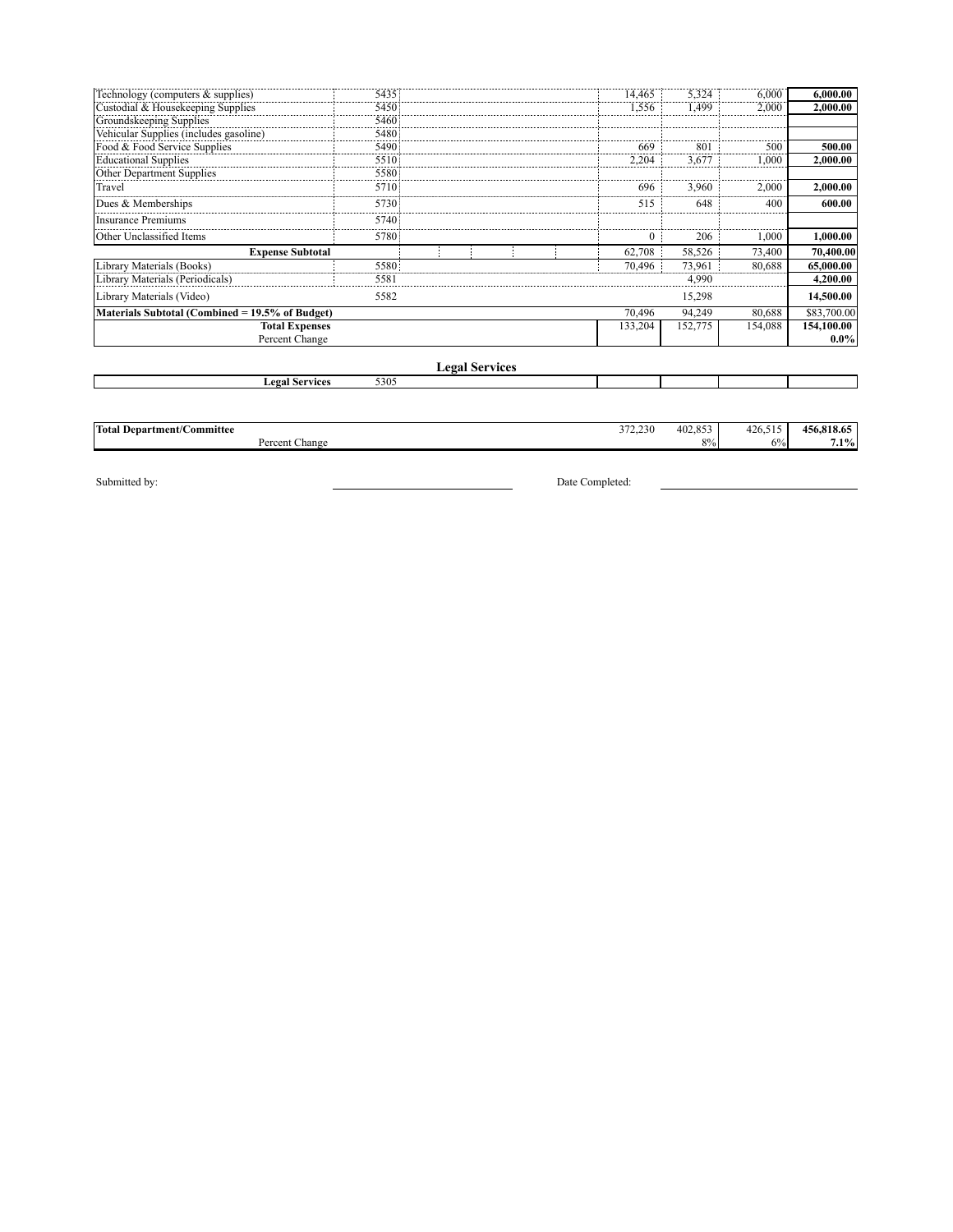| | | | | | |
|---|---|---|---|---|---|
| Technology (computers & supplies) | 5435 | 14,465 | 5,324 | 6,000 | **6,000.00** |
| Custodial & Housekeeping Supplies | 5450 | 1,556 | 1,499 | 2,000 | **2,000.00** |
| Groundskeeping Supplies | 5460 | | | | |
| Vehicular Supplies (includes gasoline) | 5480 | | | | |
| Food & Food Service Supplies | 5490 | 669 | 801 | 500 | **500.00** |
| Educational Supplies | 5510 | 2,204 | 3,677 | 1,000 | **2,000.00** |
| Other Department Supplies | 5580 | | | | |
| Travel | 5710 | 696 | 3,960 | 2,000 | **2,000.00** |
| Dues & Memberships | 5730 | 515 | 648 | 400 | **600.00** |
| Insurance Premiums | 5740 | | | | |
| Other Unclassified Items | 5780 | 0 | 206 | 1,000 | **1,000.00** |
| **Expense Subtotal** | | 62,708 | 58,526 | 73,400 | **70,400.00** |
| Library Materials (Books) | 5580 | 70,496 | 73,961 | 80,688 | **65,000.00** |
| Library Materials (Periodicals) | 5581 | | 4,990 | | **4,200.00** |
| Library Materials (Video) | 5582 | | 15,298 | | **14,500.00** |
| **Materials Subtotal (Combined = 19.5% of Budget)** | | 70,496 | 94,249 | 80,688 | $83,700.00 |
| **Total Expenses** | | 133,204 | 152,775 | 154,088 | **154,100.00** |
| Percent Change | | | | | **0.0%** |

## Legal Services

| | | | | | |
|---|---|---|---|---|---|
| **Legal Services** | 5305 | | | | |

| | | | | |
|---|---|---|---|---|
| **Total Department/Committee** | 372,230 | 402,853 | 426,515 | **456,818.65** |
| Percent Change | | 8% | 6% | **7.1%** |

Submitted by: \_\_\_\_\_\_\_\_\_\_\_\_\_\_\_\_\_\_\_\_ Date Completed: \_\_\_\_\_\_\_\_\_\_\_\_\_\_\_\_\_\_\_\_